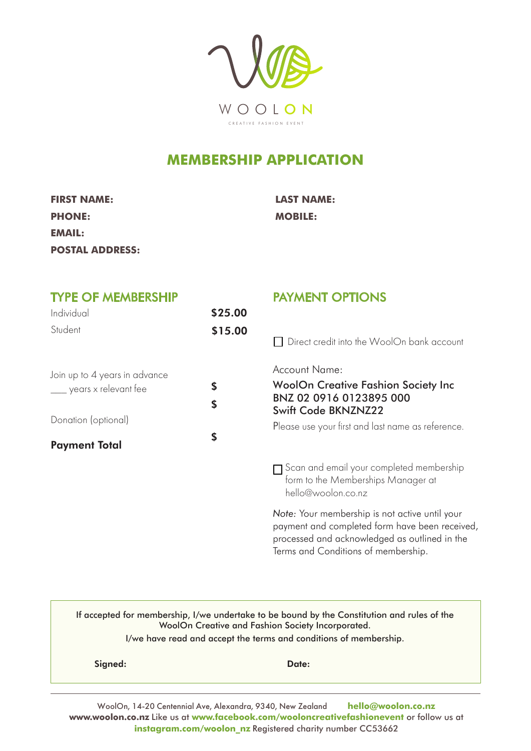WOOLON

CREATIVE FASHION EVENT

# MEMBERSHIP APPLICATION

**FIRST NAME:**

**LAST NAME:**

**PHONE:**

**MOBILE:**

**EMAIL:**

**POSTAL ADDRESS:**

## TYPE OF MEMBERSHIP

| | |
|---|---|
| Individual | **$25.00** |
| Student | **$15.00** |
| Join up to 4 years in advance | |
| ___ years x relevant fee | **$** |
| | **$** |
| Donation (optional) | |
| **Payment Total** | **$** |

## PAYMENT OPTIONS

☐ Direct credit into the WoolOn bank account

Account Name:
WoolOn Creative Fashion Society Inc
BNZ 02 0916 0123895 000
Swift Code BKNZNZ22

Please use your first and last name as reference.

☐ Scan and email your completed membership form to the Memberships Manager at hello@woolon.co.nz

*Note:* Your membership is not active until your payment and completed form have been received, processed and acknowledged as outlined in the Terms and Conditions of membership.

If accepted for membership, I/we undertake to be bound by the Constitution and rules of the WoolOn Creative and Fashion Society Incorporated.
I/we have read and accept the terms and conditions of membership.

**Signed:**

**Date:**

WoolOn, 14-20 Centennial Ave, Alexandra, 9340, New Zealand **hello@woolon.co.nz**
**www.woolon.co.nz** Like us at **www.facebook.com/wooloncreativefashionevent** or follow us at **instagram.com/woolon_nz** Registered charity number CC53662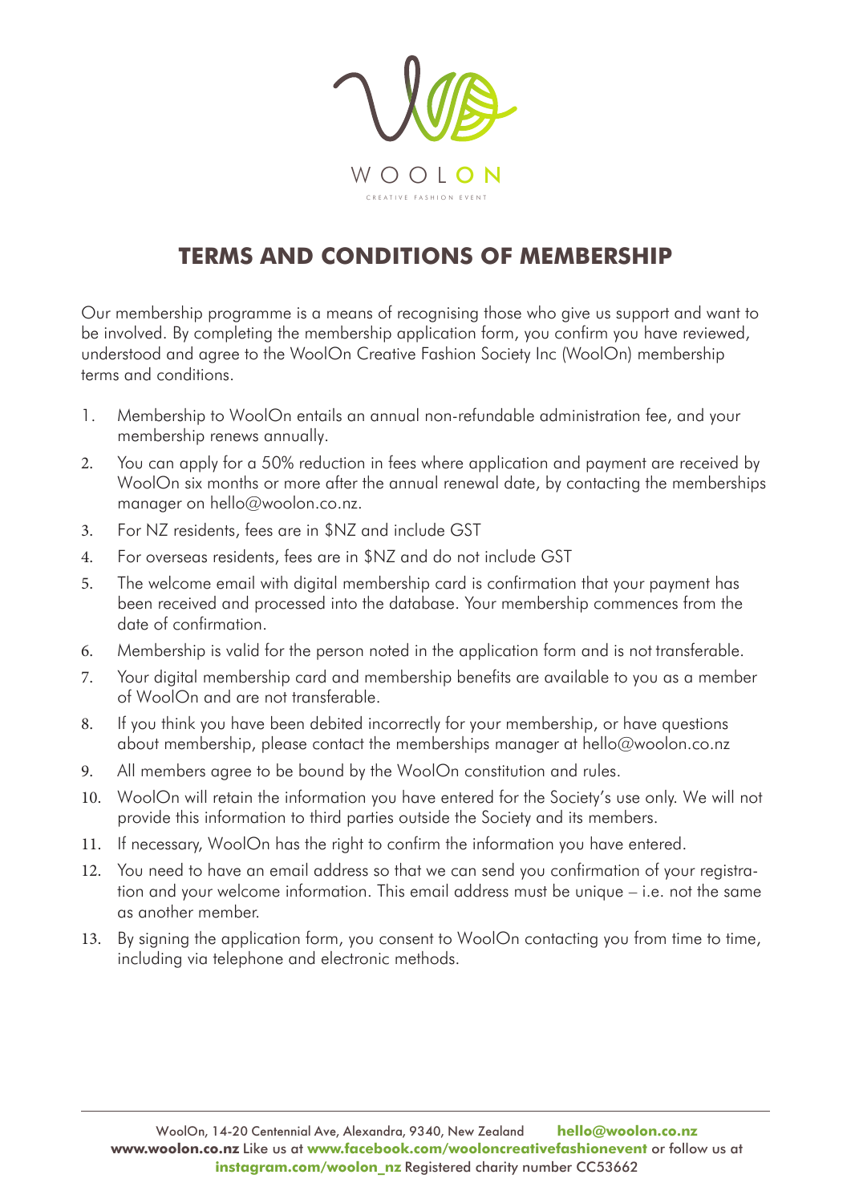WOOLON

CREATIVE FASHION EVENT

# TERMS AND CONDITIONS OF MEMBERSHIP

Our membership programme is a means of recognising those who give us support and want to be involved. By completing the membership application form, you confirm you have reviewed, understood and agree to the WoolOn Creative Fashion Society Inc (WoolOn) membership terms and conditions.

1. Membership to WoolOn entails an annual non-refundable administration fee, and your membership renews annually.
2. You can apply for a 50% reduction in fees where application and payment are received by WoolOn six months or more after the annual renewal date, by contacting the memberships manager on hello@woolon.co.nz.
3. For NZ residents, fees are in $NZ and include GST
4. For overseas residents, fees are in $NZ and do not include GST
5. The welcome email with digital membership card is confirmation that your payment has been received and processed into the database. Your membership commences from the date of confirmation.
6. Membership is valid for the person noted in the application form and is not transferable.
7. Your digital membership card and membership benefits are available to you as a member of WoolOn and are not transferable.
8. If you think you have been debited incorrectly for your membership, or have questions about membership, please contact the memberships manager at hello@woolon.co.nz
9. All members agree to be bound by the WoolOn constitution and rules.
10. WoolOn will retain the information you have entered for the Society's use only. We will not provide this information to third parties outside the Society and its members.
11. If necessary, WoolOn has the right to confirm the information you have entered.
12. You need to have an email address so that we can send you confirmation of your registration and your welcome information. This email address must be unique – i.e. not the same as another member.
13. By signing the application form, you consent to WoolOn contacting you from time to time, including via telephone and electronic methods.

WoolOn, 14-20 Centennial Ave, Alexandra, 9340, New Zealand **hello@woolon.co.nz**
**www.woolon.co.nz** Like us at **www.facebook.com/wooloncreativefashionevent** or follow us at **instagram.com/woolon_nz** Registered charity number CC53662